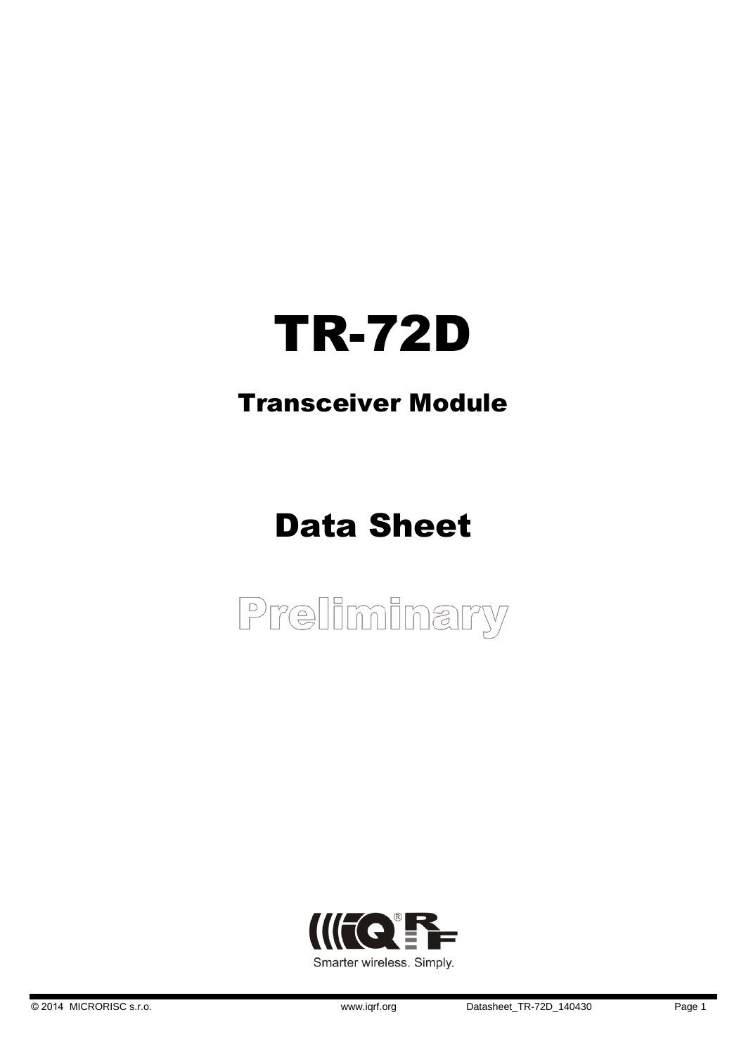# TR-72D

## Transceiver Module

# Data Sheet

## Preliminary

Smarter wireless. Simply.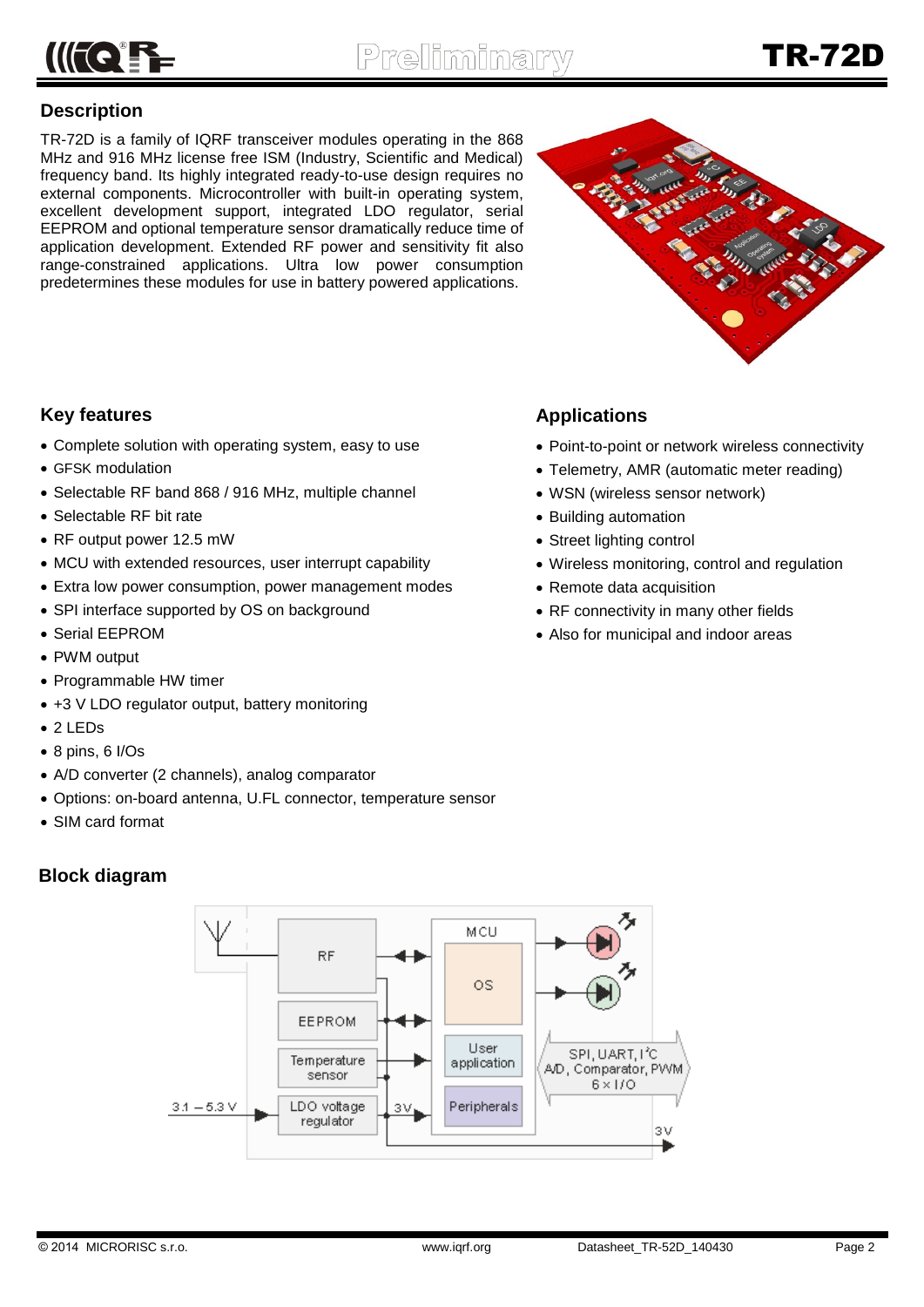## Description

TR-72D is a family of IQRF transceiver modules operating in the 868 MHz and 916 MHz license free ISM (Industry, Scientific and Medical) frequency band. Its highly integrated ready-to-use design requires no external components. Microcontroller with built-in operating system, excellent development support, integrated LDO regulator, serial EEPROM and optional temperature sensor dramatically reduce time of application development. Extended RF power and sensitivity fit also range-constrained applications. Ultra low power consumption predetermines these modules for use in battery powered applications.

## Key features

- Complete solution with operating system, easy to use
- GFSK modulation
- Selectable RF band 868 / 916 MHz, multiple channel
- Selectable RF bit rate
- RF output power 12.5 mW
- MCU with extended resources, user interrupt capability
- Extra low power consumption, power management modes
- SPI interface supported by OS on background
- Serial EEPROM
- PWM output
- Programmable HW timer
- +3 V LDO regulator output, battery monitoring
- 2 LEDs
- 8 pins, 6 I/Os
- A/D converter (2 channels), analog comparator
- Options: on-board antenna, U.FL connector, temperature sensor
- SIM card format

## Applications

- Point-to-point or network wireless connectivity
- Telemetry, AMR (automatic meter reading)
- WSN (wireless sensor network)
- Building automation
- Street lighting control
- Wireless monitoring, control and regulation
- Remote data acquisition
- RF connectivity in many other fields
- Also for municipal and indoor areas

## Block diagram

RF, EEPROM, Temperature sensor, LDO voltage regulator, MCU (OS, User application, Peripherals), 3.1 – 5.3 V, 3V, SPI, UART, I²C, A/D, Comparator, PWM, 6 × I/O, 3V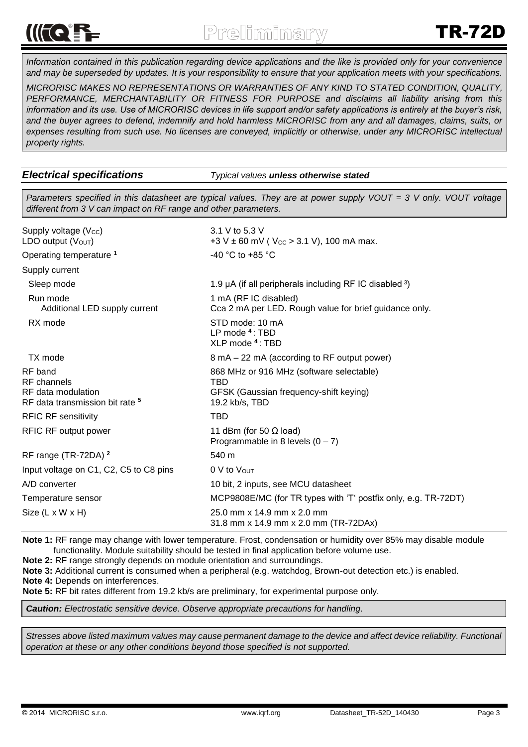*Information contained in this publication regarding device applications and the like is provided only for your convenience and may be superseded by updates. It is your responsibility to ensure that your application meets with your specifications.*

*MICRORISC MAKES NO REPRESENTATIONS OR WARRANTIES OF ANY KIND TO STATED CONDITION, QUALITY, PERFORMANCE, MERCHANTABILITY OR FITNESS FOR PURPOSE and disclaims all liability arising from this information and its use. Use of MICRORISC devices in life support and/or safety applications is entirely at the buyer's risk, and the buyer agrees to defend, indemnify and hold harmless MICRORISC from any and all damages, claims, suits, or expenses resulting from such use. No licenses are conveyed, implicitly or otherwise, under any MICRORISC intellectual property rights.*

## *Electrical specifications*

*Typical values* ***unless otherwise stated***

*Parameters specified in this datasheet are typical values. They are at power supply VOUT = 3 V only. VOUT voltage different from 3 V can impact on RF range and other parameters.*

| Parameter | Value |
|---|---|
| Supply voltage ($V_{CC}$) | 3.1 V to 5.3 V |
| LDO output ($V_{OUT}$) | +3 V ± 60 mV ( $V_{CC}$ > 3.1 V), 100 mA max. |
| Operating temperature [1] | -40 °C to +85 °C |
| Supply current | |
| Sleep mode | 1.9 µA (if all peripherals including RF IC disabled [3]) |
| Run mode | 1 mA (RF IC disabled) |
| Additional LED supply current | Cca 2 mA per LED. Rough value for brief guidance only. |
| RX mode | STD mode: 10 mA<br>LP mode [4]: TBD<br>XLP mode [4]: TBD |
| TX mode | 8 mA – 22 mA (according to RF output power) |
| RF band | 868 MHz or 916 MHz (software selectable) |
| RF channels | TBD |
| RF data modulation | GFSK (Gaussian frequency-shift keying) |
| RF data transmission bit rate [5] | 19.2 kb/s, TBD |
| RFIC RF sensitivity | TBD |
| RFIC RF output power | 11 dBm (for 50 Ω load)<br>Programmable in 8 levels (0 – 7) |
| RF range (TR-72DA) [2] | 540 m |
| Input voltage on C1, C2, C5 to C8 pins | 0 V to $V_{OUT}$ |
| A/D converter | 10 bit, 2 inputs, see MCU datasheet |
| Temperature sensor | MCP9808E/MC (for TR types with 'T' postfix only, e.g. TR-72DT) |
| Size (L x W x H) | 25.0 mm x 14.9 mm x 2.0 mm<br>31.8 mm x 14.9 mm x 2.0 mm (TR-72DAx) |

**Note 1:** RF range may change with lower temperature. Frost, condensation or humidity over 85% may disable module functionality. Module suitability should be tested in final application before volume use.

**Note 2:** RF range strongly depends on module orientation and surroundings.

**Note 3:** Additional current is consumed when a peripheral (e.g. watchdog, Brown-out detection etc.) is enabled.

**Note 4:** Depends on interferences.

**Note 5:** RF bit rates different from 19.2 kb/s are preliminary, for experimental purpose only.

***Caution:*** *Electrostatic sensitive device. Observe appropriate precautions for handling.*

*Stresses above listed maximum values may cause permanent damage to the device and affect device reliability. Functional operation at these or any other conditions beyond those specified is not supported.*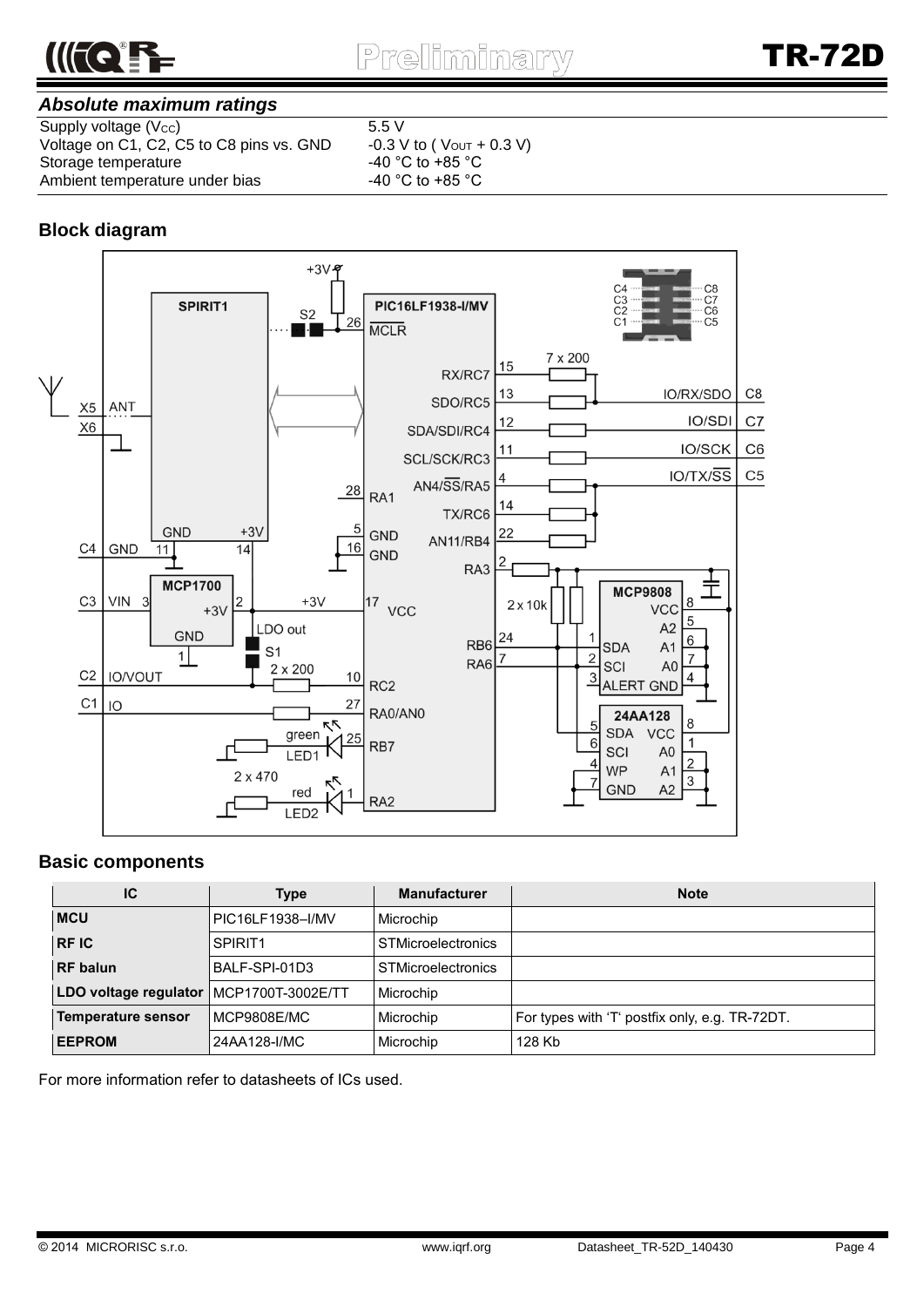### *Absolute maximum ratings*

| | |
|---|---|
| Supply voltage ($V_{CC}$) | 5.5 V |
| Voltage on C1, C2, C5 to C8 pins vs. GND | -0.3 V to ( $V_{OUT}$ + 0.3 V) |
| Storage temperature | -40 °C to +85 °C |
| Ambient temperature under bias | -40 °C to +85 °C |

## Block diagram

## Basic components

| IC | Type | Manufacturer | Note |
|---|---|---|---|
| **MCU** | PIC16LF1938–I/MV | Microchip | |
| **RF IC** | SPIRIT1 | STMicroelectronics | |
| **RF balun** | BALF-SPI-01D3 | STMicroelectronics | |
| **LDO voltage regulator** | MCP1700T-3002E/TT | Microchip | |
| **Temperature sensor** | MCP9808E/MC | Microchip | For types with 'T' postfix only, e.g. TR-72DT. |
| **EEPROM** | 24AA128-I/MC | Microchip | 128 Kb |

For more information refer to datasheets of ICs used.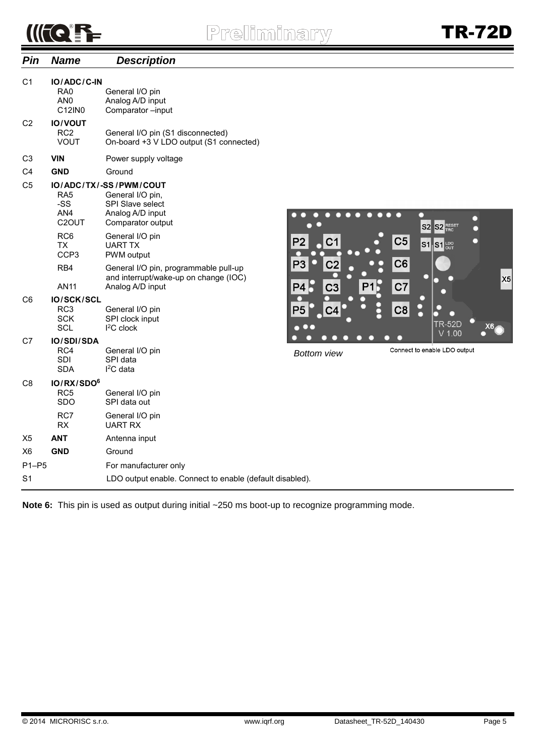| Pin | Name | Description |
|---|---|---|
| C1 | **IO / ADC / C-IN** | |
| | RA0 | General I/O pin |
| | AN0 | Analog A/D input |
| | C12IN0 | Comparator –input |
| C2 | **IO / VOUT** | |
| | RC2 | General I/O pin (S1 disconnected) |
| | VOUT | On-board +3 V LDO output (S1 connected) |
| C3 | **VIN** | Power supply voltage |
| C4 | **GND** | Ground |
| C5 | **IO / ADC / TX / -SS / PWM / COUT** | |
| | RA5 | General I/O pin, |
| | -SS | SPI Slave select |
| | AN4 | Analog A/D input |
| | C2OUT | Comparator output |
| | RC6 | General I/O pin |
| | TX | UART TX |
| | CCP3 | PWM output |
| | RB4 | General I/O pin, programmable pull-up and interrupt/wake-up on change (IOC) |
| | AN11 | Analog A/D input |
| C6 | **IO / SCK / SCL** | |
| | RC3 | General I/O pin |
| | SCK | SPI clock input |
| | SCL | $I^2C$ clock |
| C7 | **IO / SDI / SDA** | |
| | RC4 | General I/O pin |
| | SDI | SPI data |
| | SDA | $I^2C$ data |
| C8 | **IO / RX / SDO**[6] | |
| | RC5 | General I/O pin |
| | SDO | SPI data out |
| | RC7 | General I/O pin |
| | RX | UART RX |
| X5 | **ANT** | Antenna input |
| X6 | **GND** | Ground |
| P1–P5 | | For manufacturer only |
| S1 | | LDO output enable. Connect to enable (default disabled). |

*Bottom view*

Connect to enable LDO output

**Note 6:** This pin is used as output during initial ~250 ms boot-up to recognize programming mode.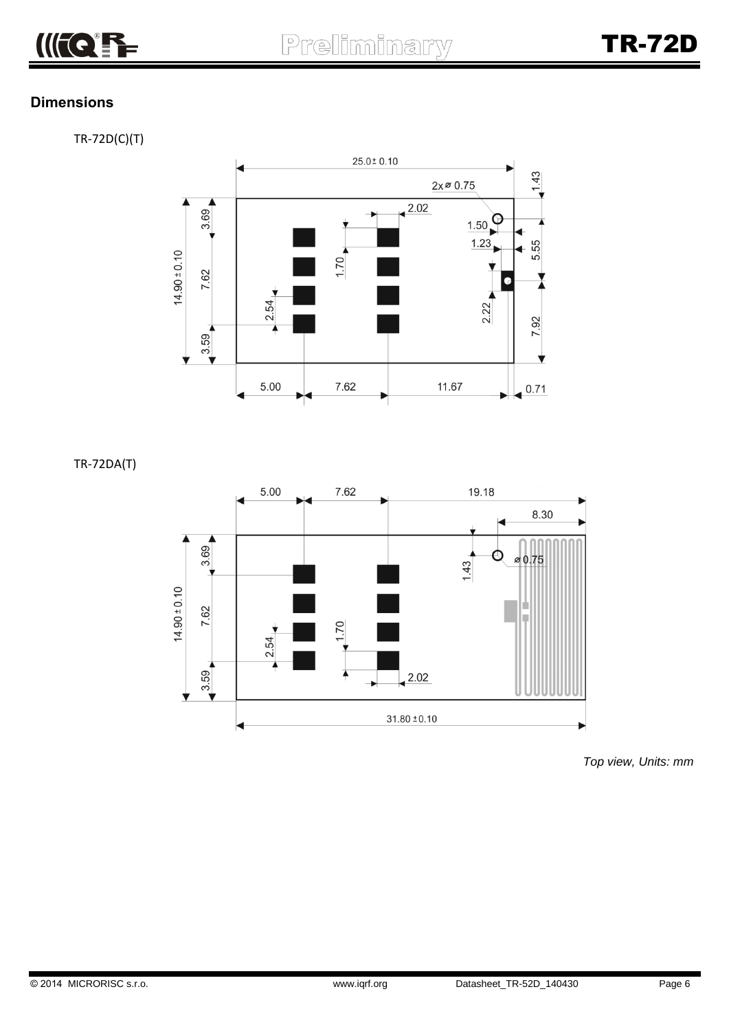## Dimensions

TR-72D(C)(T)

TR-72DA(T)

*Top view, Units: mm*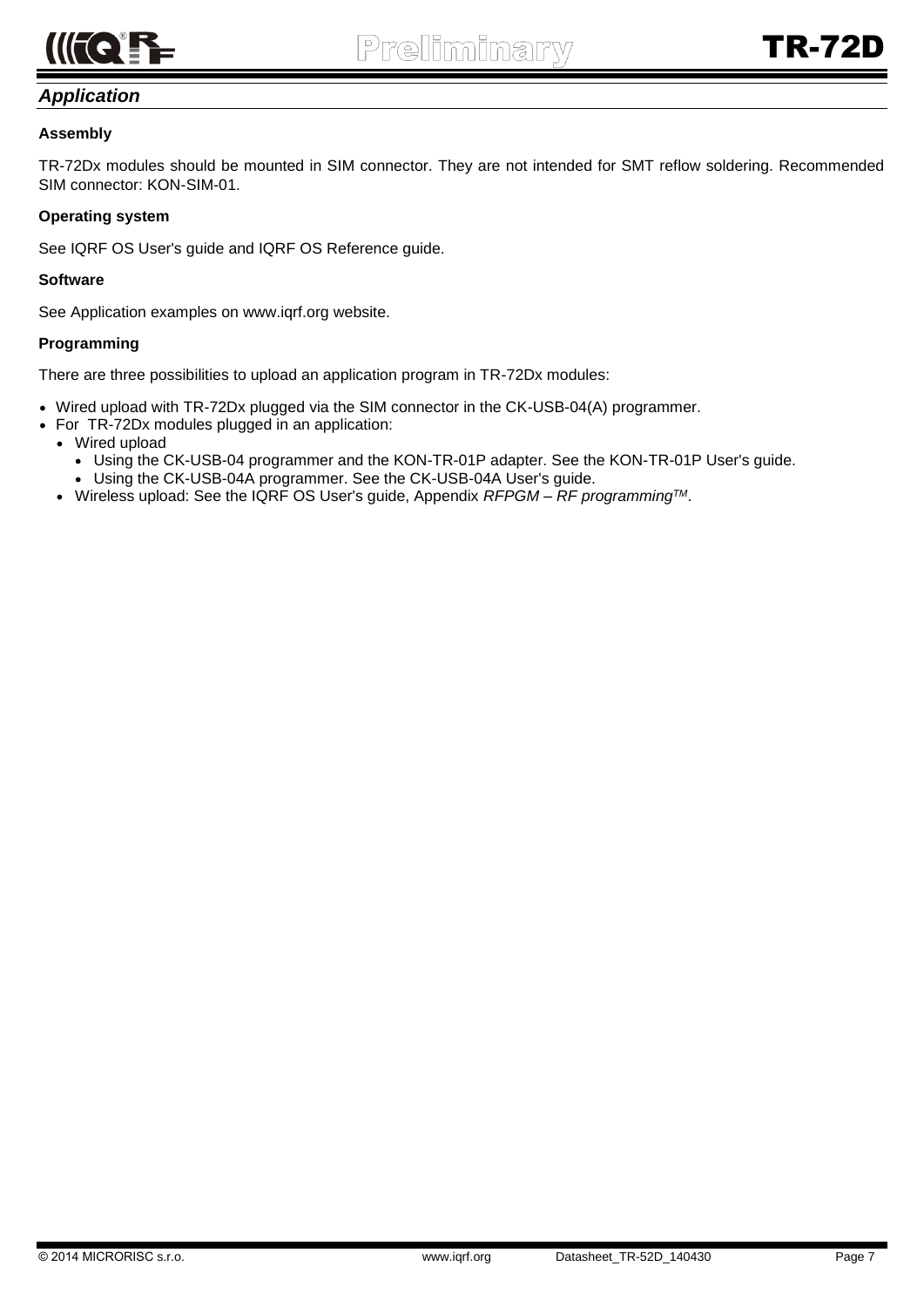## *Application*

**Assembly**

TR-72Dx modules should be mounted in SIM connector. They are not intended for SMT reflow soldering. Recommended SIM connector: KON-SIM-01.

**Operating system**

See IQRF OS User's guide and IQRF OS Reference guide.

**Software**

See Application examples on www.iqrf.org website.

**Programming**

There are three possibilities to upload an application program in TR-72Dx modules:

- Wired upload with TR-72Dx plugged via the SIM connector in the CK-USB-04(A) programmer.
- For TR-72Dx modules plugged in an application:
  - Wired upload
    - Using the CK-USB-04 programmer and the KON-TR-01P adapter. See the KON-TR-01P User's guide.
    - Using the CK-USB-04A programmer. See the CK-USB-04A User's guide.
  - Wireless upload: See the IQRF OS User's guide, Appendix *RFPGM – RF programming™*.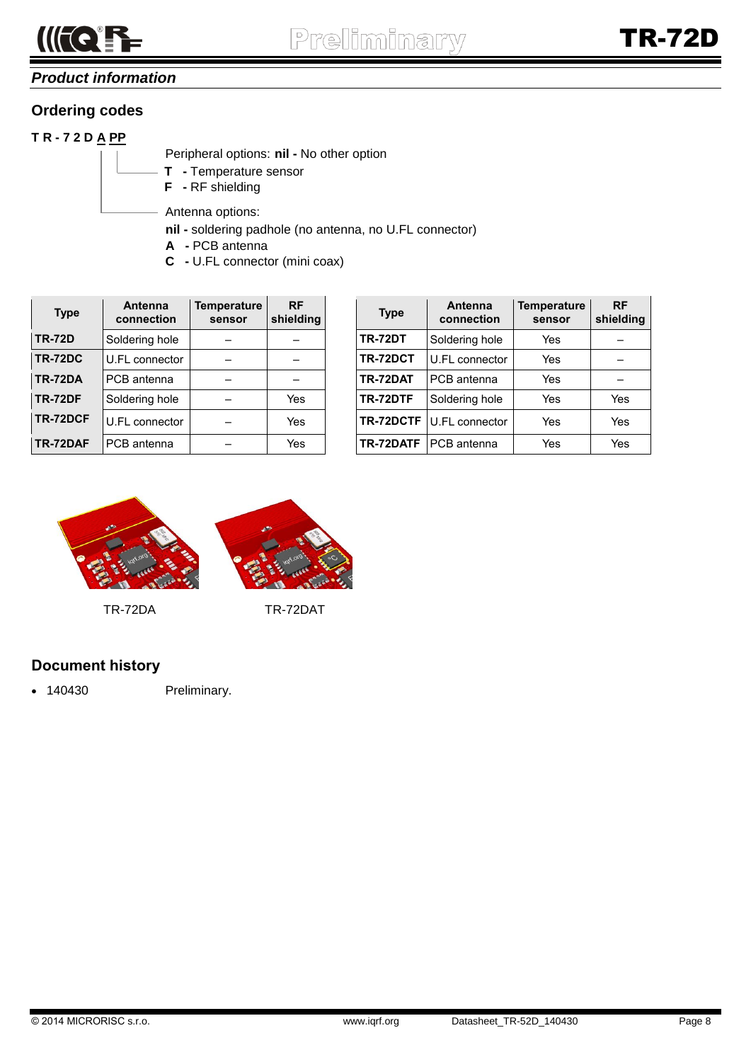*Product information*

## Ordering codes

**T R - 7 2 D A PP**

Peripheral options: **nil -** No other option
- **T** **-** Temperature sensor
- **F** **-** RF shielding

Antenna options:
- **nil -** soldering padhole (no antenna, no U.FL connector)
- **A** **-** PCB antenna
- **C** **-** U.FL connector (mini coax)

| Type | Antenna connection | Temperature sensor | RF shielding |
|---|---|---|---|
| **TR-72D** | Soldering hole | – | – |
| **TR-72DC** | U.FL connector | – | – |
| **TR-72DA** | PCB antenna | – | – |
| **TR-72DF** | Soldering hole | – | Yes |
| **TR-72DCF** | U.FL connector | – | Yes |
| **TR-72DAF** | PCB antenna | – | Yes |

| Type | Antenna connection | Temperature sensor | RF shielding |
|---|---|---|---|
| **TR-72DT** | Soldering hole | Yes | – |
| **TR-72DCT** | U.FL connector | Yes | – |
| **TR-72DAT** | PCB antenna | Yes | – |
| **TR-72DTF** | Soldering hole | Yes | Yes |
| **TR-72DCTF** | U.FL connector | Yes | Yes |
| **TR-72DATF** | PCB antenna | Yes | Yes |

TR-72DA

TR-72DAT

## Document history

- 140430 Preliminary.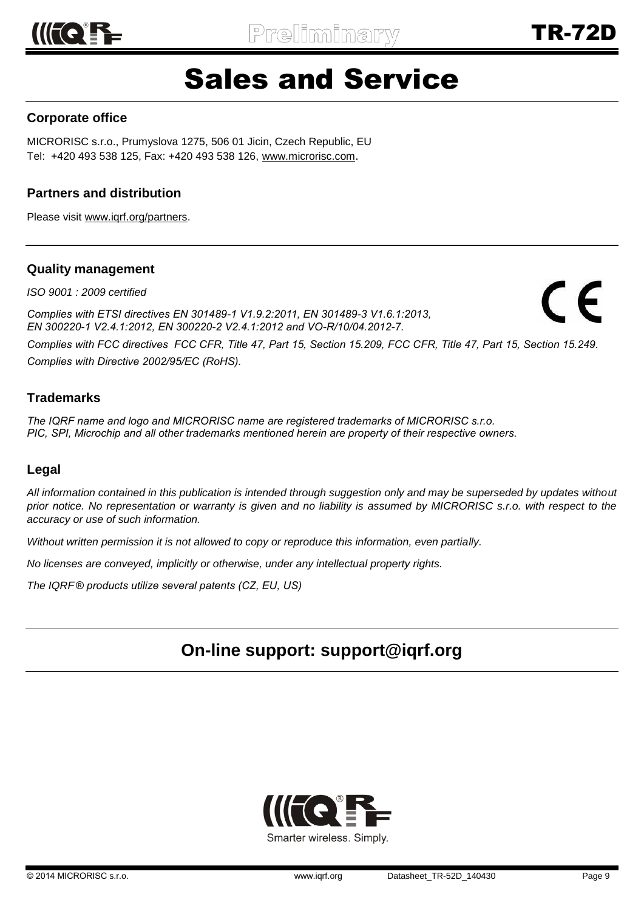# Sales and Service

### Corporate office

MICRORISC s.r.o., Prumyslova 1275, 506 01 Jicin, Czech Republic, EU
Tel: +420 493 538 125, Fax: +420 493 538 126, www.microrisc.com.

### Partners and distribution

Please visit www.iqrf.org/partners.

### Quality management

*ISO 9001 : 2009 certified*

*Complies with ETSI directives EN 301489-1 V1.9.2:2011, EN 301489-3 V1.6.1:2013, EN 300220-1 V2.4.1:2012, EN 300220-2 V2.4.1:2012 and VO-R/10/04.2012-7.*

*Complies with FCC directives FCC CFR, Title 47, Part 15, Section 15.209, FCC CFR, Title 47, Part 15, Section 15.249.*

*Complies with Directive 2002/95/EC (RoHS).*

### Trademarks

*The IQRF name and logo and MICRORISC name are registered trademarks of MICRORISC s.r.o.*
*PIC, SPI, Microchip and all other trademarks mentioned herein are property of their respective owners.*

### Legal

*All information contained in this publication is intended through suggestion only and may be superseded by updates without prior notice. No representation or warranty is given and no liability is assumed by MICRORISC s.r.o. with respect to the accuracy or use of such information.*

*Without written permission it is not allowed to copy or reproduce this information, even partially.*

*No licenses are conveyed, implicitly or otherwise, under any intellectual property rights.*

*The IQRF® products utilize several patents (CZ, EU, US)*

## On-line support: support@iqrf.org

Smarter wireless. Simply.